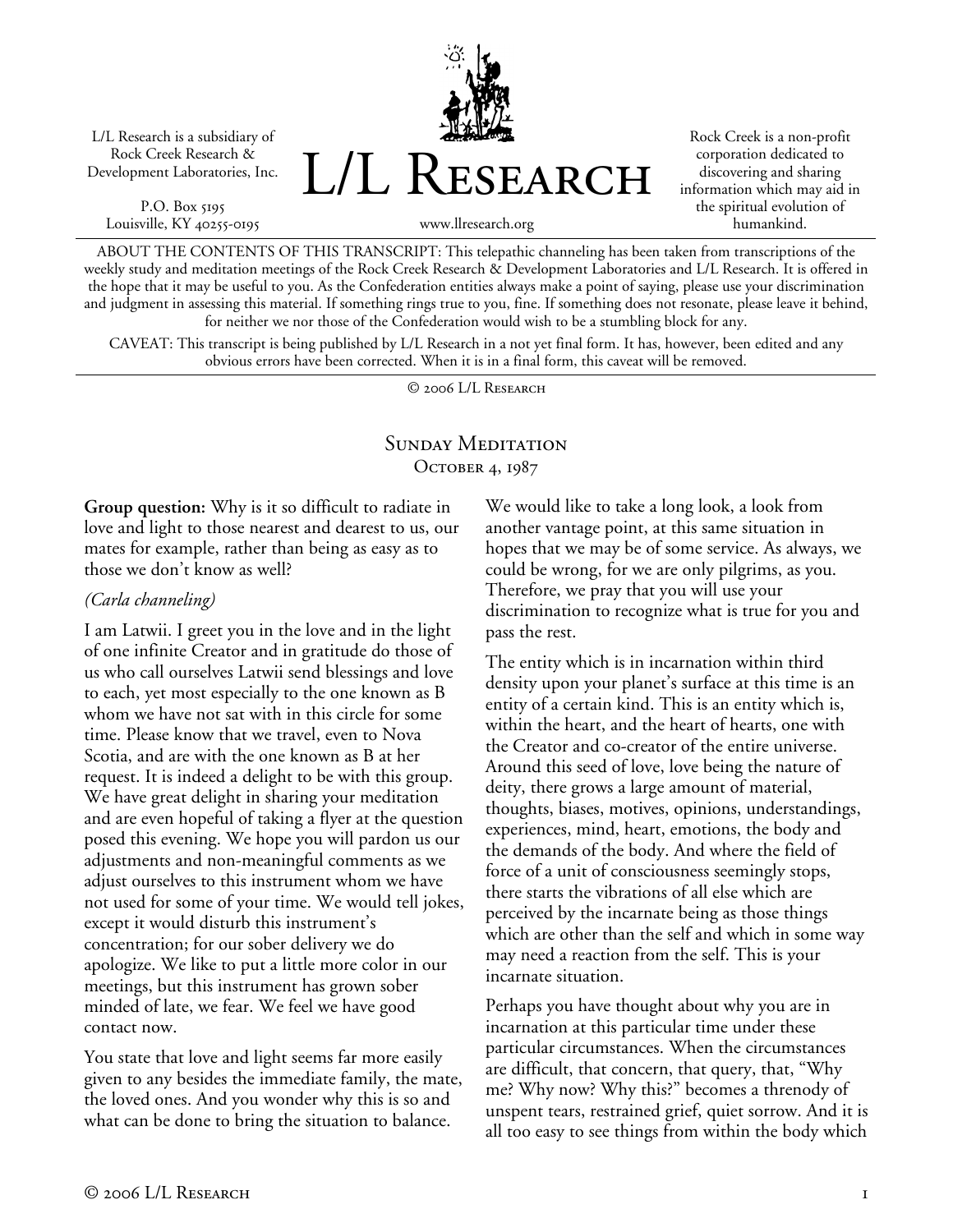L/L Research is a subsidiary of Rock Creek Research & Development Laboratories, Inc.

P.O. Box 5195
Louisville, KY 40255-0195

# L/L Research

www.llresearch.org

Rock Creek is a non-profit corporation dedicated to discovering and sharing information which may aid in the spiritual evolution of humankind.

ABOUT THE CONTENTS OF THIS TRANSCRIPT: This telepathic channeling has been taken from transcriptions of the weekly study and meditation meetings of the Rock Creek Research & Development Laboratories and L/L Research. It is offered in the hope that it may be useful to you. As the Confederation entities always make a point of saying, please use your discrimination and judgment in assessing this material. If something rings true to you, fine. If something does not resonate, please leave it behind, for neither we nor those of the Confederation would wish to be a stumbling block for any.

CAVEAT: This transcript is being published by L/L Research in a not yet final form. It has, however, been edited and any obvious errors have been corrected. When it is in a final form, this caveat will be removed.

© 2006 L/L Research

## Sunday Meditation
### October 4, 1987

**Group question:** Why is it so difficult to radiate in love and light to those nearest and dearest to us, our mates for example, rather than being as easy as to those we don't know as well?

*(Carla channeling)*

I am Latwii. I greet you in the love and in the light of one infinite Creator and in gratitude do those of us who call ourselves Latwii send blessings and love to each, yet most especially to the one known as B whom we have not sat with in this circle for some time. Please know that we travel, even to Nova Scotia, and are with the one known as B at her request. It is indeed a delight to be with this group. We have great delight in sharing your meditation and are even hopeful of taking a flyer at the question posed this evening. We hope you will pardon us our adjustments and non-meaningful comments as we adjust ourselves to this instrument whom we have not used for some of your time. We would tell jokes, except it would disturb this instrument's concentration; for our sober delivery we do apologize. We like to put a little more color in our meetings, but this instrument has grown sober minded of late, we fear. We feel we have good contact now.

You state that love and light seems far more easily given to any besides the immediate family, the mate, the loved ones. And you wonder why this is so and what can be done to bring the situation to balance.

We would like to take a long look, a look from another vantage point, at this same situation in hopes that we may be of some service. As always, we could be wrong, for we are only pilgrims, as you. Therefore, we pray that you will use your discrimination to recognize what is true for you and pass the rest.

The entity which is in incarnation within third density upon your planet's surface at this time is an entity of a certain kind. This is an entity which is, within the heart, and the heart of hearts, one with the Creator and co-creator of the entire universe. Around this seed of love, love being the nature of deity, there grows a large amount of material, thoughts, biases, motives, opinions, understandings, experiences, mind, heart, emotions, the body and the demands of the body. And where the field of force of a unit of consciousness seemingly stops, there starts the vibrations of all else which are perceived by the incarnate being as those things which are other than the self and which in some way may need a reaction from the self. This is your incarnate situation.

Perhaps you have thought about why you are in incarnation at this particular time under these particular circumstances. When the circumstances are difficult, that concern, that query, that, "Why me? Why now? Why this?" becomes a threnody of unspent tears, restrained grief, quiet sorrow. And it is all too easy to see things from within the body which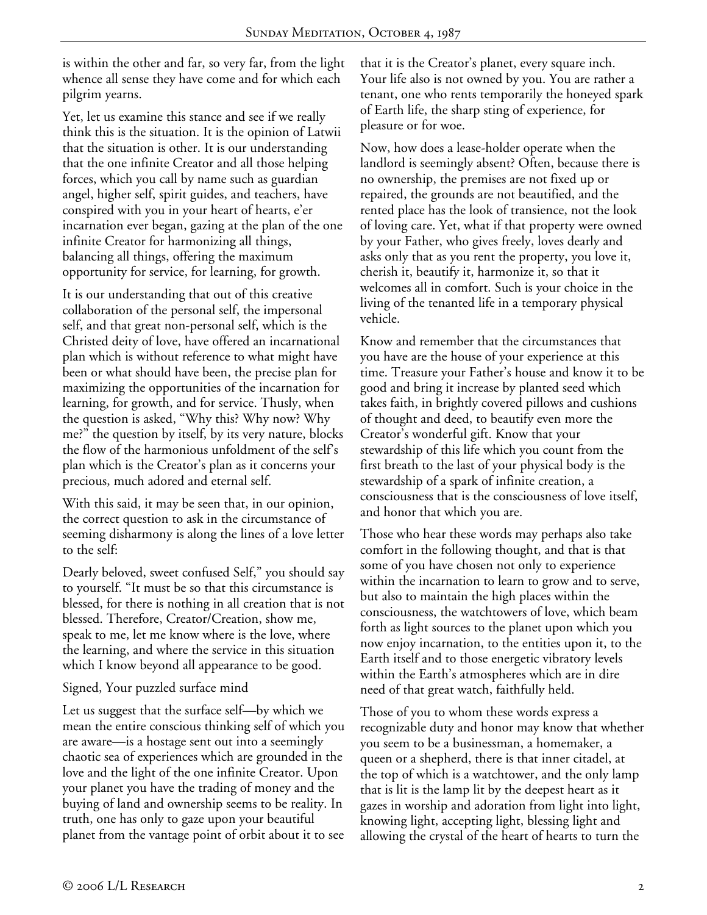is within the other and far, so very far, from the light whence all sense they have come and for which each pilgrim yearns.

Yet, let us examine this stance and see if we really think this is the situation. It is the opinion of Latwii that the situation is other. It is our understanding that the one infinite Creator and all those helping forces, which you call by name such as guardian angel, higher self, spirit guides, and teachers, have conspired with you in your heart of hearts, e'er incarnation ever began, gazing at the plan of the one infinite Creator for harmonizing all things, balancing all things, offering the maximum opportunity for service, for learning, for growth.

It is our understanding that out of this creative collaboration of the personal self, the impersonal self, and that great non-personal self, which is the Christed deity of love, have offered an incarnational plan which is without reference to what might have been or what should have been, the precise plan for maximizing the opportunities of the incarnation for learning, for growth, and for service. Thusly, when the question is asked, "Why this? Why now? Why me?" the question by itself, by its very nature, blocks the flow of the harmonious unfoldment of the self's plan which is the Creator's plan as it concerns your precious, much adored and eternal self.

With this said, it may be seen that, in our opinion, the correct question to ask in the circumstance of seeming disharmony is along the lines of a love letter to the self:

Dearly beloved, sweet confused Self," you should say to yourself. "It must be so that this circumstance is blessed, for there is nothing in all creation that is not blessed. Therefore, Creator/Creation, show me, speak to me, let me know where is the love, where the learning, and where the service in this situation which I know beyond all appearance to be good.

Signed, Your puzzled surface mind

Let us suggest that the surface self—by which we mean the entire conscious thinking self of which you are aware—is a hostage sent out into a seemingly chaotic sea of experiences which are grounded in the love and the light of the one infinite Creator. Upon your planet you have the trading of money and the buying of land and ownership seems to be reality. In truth, one has only to gaze upon your beautiful planet from the vantage point of orbit about it to see that it is the Creator's planet, every square inch. Your life also is not owned by you. You are rather a tenant, one who rents temporarily the honeyed spark of Earth life, the sharp sting of experience, for pleasure or for woe.

Now, how does a lease-holder operate when the landlord is seemingly absent? Often, because there is no ownership, the premises are not fixed up or repaired, the grounds are not beautified, and the rented place has the look of transience, not the look of loving care. Yet, what if that property were owned by your Father, who gives freely, loves dearly and asks only that as you rent the property, you love it, cherish it, beautify it, harmonize it, so that it welcomes all in comfort. Such is your choice in the living of the tenanted life in a temporary physical vehicle.

Know and remember that the circumstances that you have are the house of your experience at this time. Treasure your Father's house and know it to be good and bring it increase by planted seed which takes faith, in brightly covered pillows and cushions of thought and deed, to beautify even more the Creator's wonderful gift. Know that your stewardship of this life which you count from the first breath to the last of your physical body is the stewardship of a spark of infinite creation, a consciousness that is the consciousness of love itself, and honor that which you are.

Those who hear these words may perhaps also take comfort in the following thought, and that is that some of you have chosen not only to experience within the incarnation to learn to grow and to serve, but also to maintain the high places within the consciousness, the watchtowers of love, which beam forth as light sources to the planet upon which you now enjoy incarnation, to the entities upon it, to the Earth itself and to those energetic vibratory levels within the Earth's atmospheres which are in dire need of that great watch, faithfully held.

Those of you to whom these words express a recognizable duty and honor may know that whether you seem to be a businessman, a homemaker, a queen or a shepherd, there is that inner citadel, at the top of which is a watchtower, and the only lamp that is lit is the lamp lit by the deepest heart as it gazes in worship and adoration from light into light, knowing light, accepting light, blessing light and allowing the crystal of the heart of hearts to turn the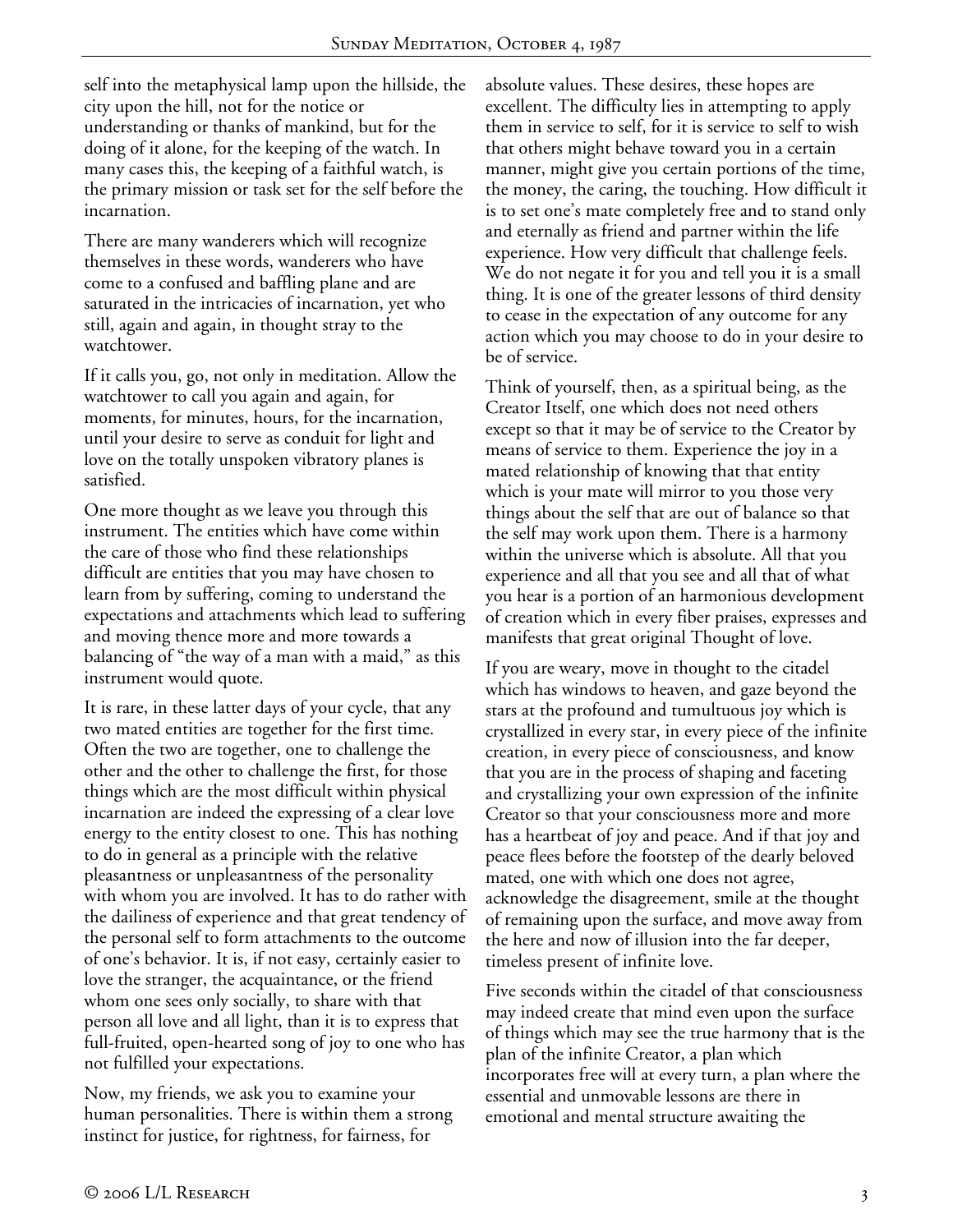self into the metaphysical lamp upon the hillside, the city upon the hill, not for the notice or understanding or thanks of mankind, but for the doing of it alone, for the keeping of the watch. In many cases this, the keeping of a faithful watch, is the primary mission or task set for the self before the incarnation.

There are many wanderers which will recognize themselves in these words, wanderers who have come to a confused and baffling plane and are saturated in the intricacies of incarnation, yet who still, again and again, in thought stray to the watchtower.

If it calls you, go, not only in meditation. Allow the watchtower to call you again and again, for moments, for minutes, hours, for the incarnation, until your desire to serve as conduit for light and love on the totally unspoken vibratory planes is satisfied.

One more thought as we leave you through this instrument. The entities which have come within the care of those who find these relationships difficult are entities that you may have chosen to learn from by suffering, coming to understand the expectations and attachments which lead to suffering and moving thence more and more towards a balancing of "the way of a man with a maid," as this instrument would quote.

It is rare, in these latter days of your cycle, that any two mated entities are together for the first time. Often the two are together, one to challenge the other and the other to challenge the first, for those things which are the most difficult within physical incarnation are indeed the expressing of a clear love energy to the entity closest to one. This has nothing to do in general as a principle with the relative pleasantness or unpleasantness of the personality with whom you are involved. It has to do rather with the dailiness of experience and that great tendency of the personal self to form attachments to the outcome of one's behavior. It is, if not easy, certainly easier to love the stranger, the acquaintance, or the friend whom one sees only socially, to share with that person all love and all light, than it is to express that full-fruited, open-hearted song of joy to one who has not fulfilled your expectations.

Now, my friends, we ask you to examine your human personalities. There is within them a strong instinct for justice, for rightness, for fairness, for absolute values. These desires, these hopes are excellent. The difficulty lies in attempting to apply them in service to self, for it is service to self to wish that others might behave toward you in a certain manner, might give you certain portions of the time, the money, the caring, the touching. How difficult it is to set one's mate completely free and to stand only and eternally as friend and partner within the life experience. How very difficult that challenge feels. We do not negate it for you and tell you it is a small thing. It is one of the greater lessons of third density to cease in the expectation of any outcome for any action which you may choose to do in your desire to be of service.

Think of yourself, then, as a spiritual being, as the Creator Itself, one which does not need others except so that it may be of service to the Creator by means of service to them. Experience the joy in a mated relationship of knowing that that entity which is your mate will mirror to you those very things about the self that are out of balance so that the self may work upon them. There is a harmony within the universe which is absolute. All that you experience and all that you see and all that of what you hear is a portion of an harmonious development of creation which in every fiber praises, expresses and manifests that great original Thought of love.

If you are weary, move in thought to the citadel which has windows to heaven, and gaze beyond the stars at the profound and tumultuous joy which is crystallized in every star, in every piece of the infinite creation, in every piece of consciousness, and know that you are in the process of shaping and faceting and crystallizing your own expression of the infinite Creator so that your consciousness more and more has a heartbeat of joy and peace. And if that joy and peace flees before the footstep of the dearly beloved mated, one with which one does not agree, acknowledge the disagreement, smile at the thought of remaining upon the surface, and move away from the here and now of illusion into the far deeper, timeless present of infinite love.

Five seconds within the citadel of that consciousness may indeed create that mind even upon the surface of things which may see the true harmony that is the plan of the infinite Creator, a plan which incorporates free will at every turn, a plan where the essential and unmovable lessons are there in emotional and mental structure awaiting the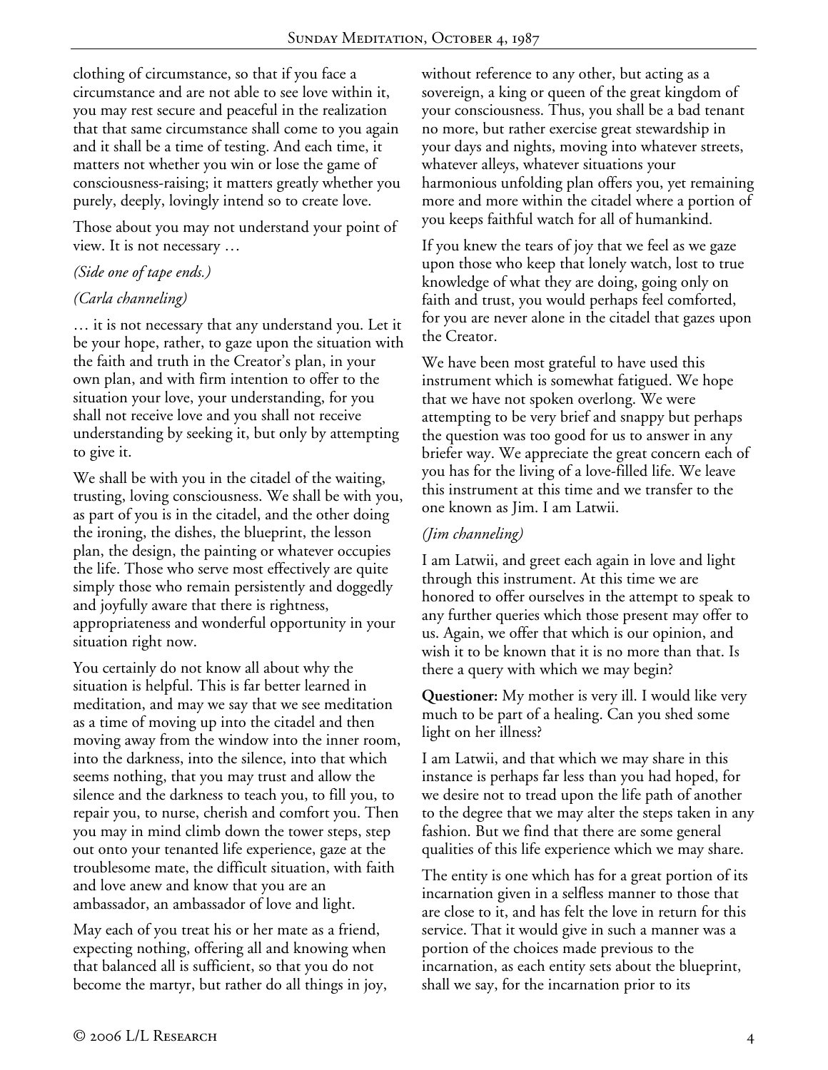clothing of circumstance, so that if you face a circumstance and are not able to see love within it, you may rest secure and peaceful in the realization that that same circumstance shall come to you again and it shall be a time of testing. And each time, it matters not whether you win or lose the game of consciousness-raising; it matters greatly whether you purely, deeply, lovingly intend so to create love.

Those about you may not understand your point of view. It is not necessary …

*(Side one of tape ends.)*

*(Carla channeling)*

… it is not necessary that any understand you. Let it be your hope, rather, to gaze upon the situation with the faith and truth in the Creator's plan, in your own plan, and with firm intention to offer to the situation your love, your understanding, for you shall not receive love and you shall not receive understanding by seeking it, but only by attempting to give it.

We shall be with you in the citadel of the waiting, trusting, loving consciousness. We shall be with you, as part of you is in the citadel, and the other doing the ironing, the dishes, the blueprint, the lesson plan, the design, the painting or whatever occupies the life. Those who serve most effectively are quite simply those who remain persistently and doggedly and joyfully aware that there is rightness, appropriateness and wonderful opportunity in your situation right now.

You certainly do not know all about why the situation is helpful. This is far better learned in meditation, and may we say that we see meditation as a time of moving up into the citadel and then moving away from the window into the inner room, into the darkness, into the silence, into that which seems nothing, that you may trust and allow the silence and the darkness to teach you, to fill you, to repair you, to nurse, cherish and comfort you. Then you may in mind climb down the tower steps, step out onto your tenanted life experience, gaze at the troublesome mate, the difficult situation, with faith and love anew and know that you are an ambassador, an ambassador of love and light.

May each of you treat his or her mate as a friend, expecting nothing, offering all and knowing when that balanced all is sufficient, so that you do not become the martyr, but rather do all things in joy, without reference to any other, but acting as a sovereign, a king or queen of the great kingdom of your consciousness. Thus, you shall be a bad tenant no more, but rather exercise great stewardship in your days and nights, moving into whatever streets, whatever alleys, whatever situations your harmonious unfolding plan offers you, yet remaining more and more within the citadel where a portion of you keeps faithful watch for all of humankind.

If you knew the tears of joy that we feel as we gaze upon those who keep that lonely watch, lost to true knowledge of what they are doing, going only on faith and trust, you would perhaps feel comforted, for you are never alone in the citadel that gazes upon the Creator.

We have been most grateful to have used this instrument which is somewhat fatigued. We hope that we have not spoken overlong. We were attempting to be very brief and snappy but perhaps the question was too good for us to answer in any briefer way. We appreciate the great concern each of you has for the living of a love-filled life. We leave this instrument at this time and we transfer to the one known as Jim. I am Latwii.

*(Jim channeling)*

I am Latwii, and greet each again in love and light through this instrument. At this time we are honored to offer ourselves in the attempt to speak to any further queries which those present may offer to us. Again, we offer that which is our opinion, and wish it to be known that it is no more than that. Is there a query with which we may begin?

**Questioner:** My mother is very ill. I would like very much to be part of a healing. Can you shed some light on her illness?

I am Latwii, and that which we may share in this instance is perhaps far less than you had hoped, for we desire not to tread upon the life path of another to the degree that we may alter the steps taken in any fashion. But we find that there are some general qualities of this life experience which we may share.

The entity is one which has for a great portion of its incarnation given in a selfless manner to those that are close to it, and has felt the love in return for this service. That it would give in such a manner was a portion of the choices made previous to the incarnation, as each entity sets about the blueprint, shall we say, for the incarnation prior to its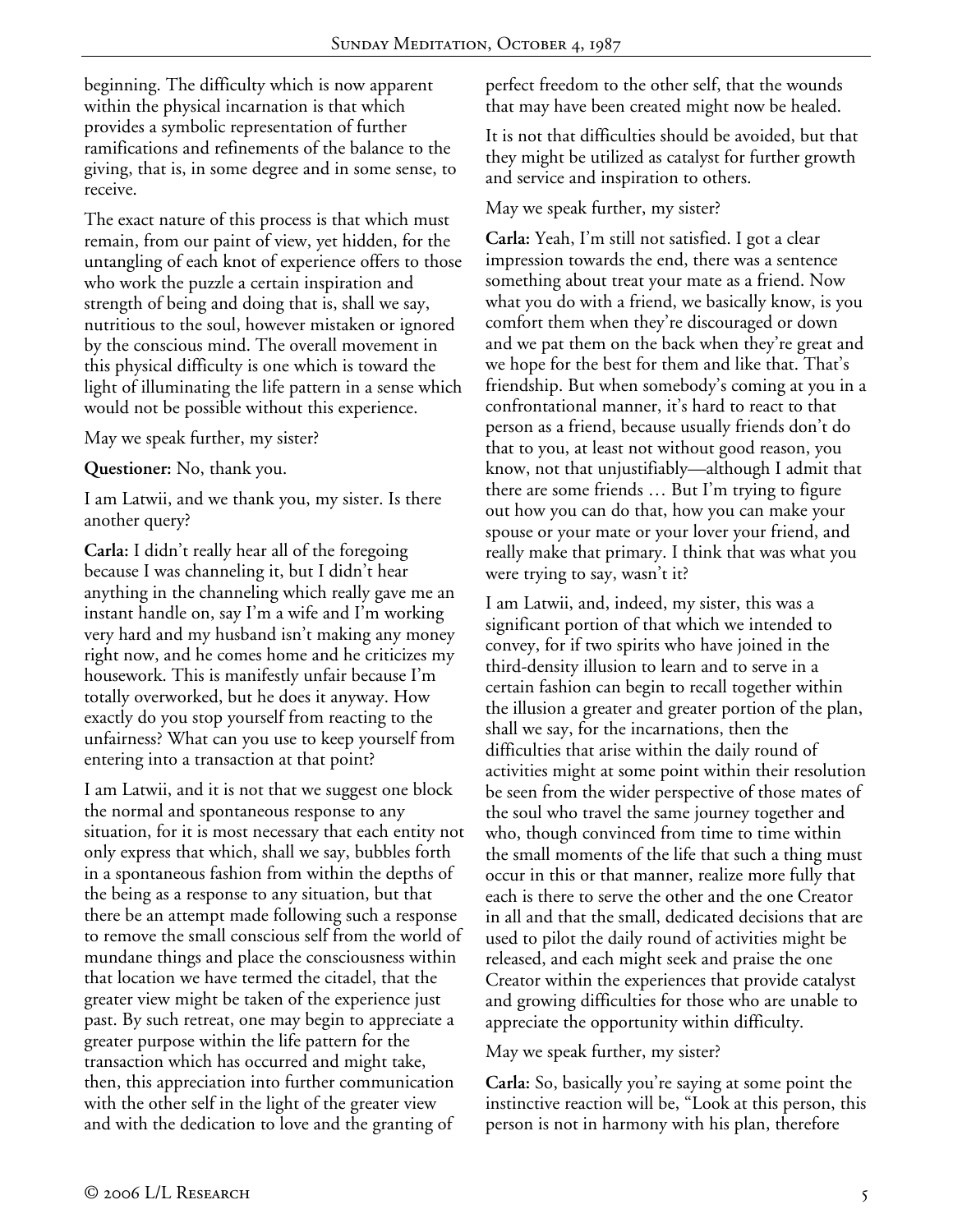beginning. The difficulty which is now apparent within the physical incarnation is that which provides a symbolic representation of further ramifications and refinements of the balance to the giving, that is, in some degree and in some sense, to receive.

The exact nature of this process is that which must remain, from our paint of view, yet hidden, for the untangling of each knot of experience offers to those who work the puzzle a certain inspiration and strength of being and doing that is, shall we say, nutritious to the soul, however mistaken or ignored by the conscious mind. The overall movement in this physical difficulty is one which is toward the light of illuminating the life pattern in a sense which would not be possible without this experience.

May we speak further, my sister?

**Questioner:** No, thank you.

I am Latwii, and we thank you, my sister. Is there another query?

**Carla:** I didn't really hear all of the foregoing because I was channeling it, but I didn't hear anything in the channeling which really gave me an instant handle on, say I'm a wife and I'm working very hard and my husband isn't making any money right now, and he comes home and he criticizes my housework. This is manifestly unfair because I'm totally overworked, but he does it anyway. How exactly do you stop yourself from reacting to the unfairness? What can you use to keep yourself from entering into a transaction at that point?

I am Latwii, and it is not that we suggest one block the normal and spontaneous response to any situation, for it is most necessary that each entity not only express that which, shall we say, bubbles forth in a spontaneous fashion from within the depths of the being as a response to any situation, but that there be an attempt made following such a response to remove the small conscious self from the world of mundane things and place the consciousness within that location we have termed the citadel, that the greater view might be taken of the experience just past. By such retreat, one may begin to appreciate a greater purpose within the life pattern for the transaction which has occurred and might take, then, this appreciation into further communication with the other self in the light of the greater view and with the dedication to love and the granting of perfect freedom to the other self, that the wounds that may have been created might now be healed.

It is not that difficulties should be avoided, but that they might be utilized as catalyst for further growth and service and inspiration to others.

May we speak further, my sister?

**Carla:** Yeah, I'm still not satisfied. I got a clear impression towards the end, there was a sentence something about treat your mate as a friend. Now what you do with a friend, we basically know, is you comfort them when they're discouraged or down and we pat them on the back when they're great and we hope for the best for them and like that. That's friendship. But when somebody's coming at you in a confrontational manner, it's hard to react to that person as a friend, because usually friends don't do that to you, at least not without good reason, you know, not that unjustifiably—although I admit that there are some friends … But I'm trying to figure out how you can do that, how you can make your spouse or your mate or your lover your friend, and really make that primary. I think that was what you were trying to say, wasn't it?

I am Latwii, and, indeed, my sister, this was a significant portion of that which we intended to convey, for if two spirits who have joined in the third-density illusion to learn and to serve in a certain fashion can begin to recall together within the illusion a greater and greater portion of the plan, shall we say, for the incarnations, then the difficulties that arise within the daily round of activities might at some point within their resolution be seen from the wider perspective of those mates of the soul who travel the same journey together and who, though convinced from time to time within the small moments of the life that such a thing must occur in this or that manner, realize more fully that each is there to serve the other and the one Creator in all and that the small, dedicated decisions that are used to pilot the daily round of activities might be released, and each might seek and praise the one Creator within the experiences that provide catalyst and growing difficulties for those who are unable to appreciate the opportunity within difficulty.

May we speak further, my sister?

**Carla:** So, basically you're saying at some point the instinctive reaction will be, "Look at this person, this person is not in harmony with his plan, therefore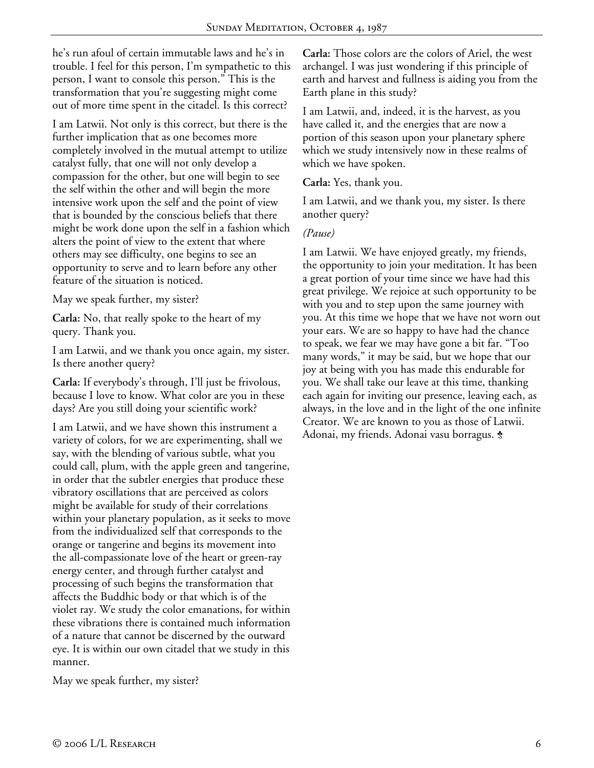he's run afoul of certain immutable laws and he's in trouble. I feel for this person, I'm sympathetic to this person, I want to console this person." This is the transformation that you're suggesting might come out of more time spent in the citadel. Is this correct?

I am Latwii. Not only is this correct, but there is the further implication that as one becomes more completely involved in the mutual attempt to utilize catalyst fully, that one will not only develop a compassion for the other, but one will begin to see the self within the other and will begin the more intensive work upon the self and the point of view that is bounded by the conscious beliefs that there might be work done upon the self in a fashion which alters the point of view to the extent that where others may see difficulty, one begins to see an opportunity to serve and to learn before any other feature of the situation is noticed.

May we speak further, my sister?

**Carla:** No, that really spoke to the heart of my query. Thank you.

I am Latwii, and we thank you once again, my sister. Is there another query?

**Carla:** If everybody's through, I'll just be frivolous, because I love to know. What color are you in these days? Are you still doing your scientific work?

I am Latwii, and we have shown this instrument a variety of colors, for we are experimenting, shall we say, with the blending of various subtle, what you could call, plum, with the apple green and tangerine, in order that the subtler energies that produce these vibratory oscillations that are perceived as colors might be available for study of their correlations within your planetary population, as it seeks to move from the individualized self that corresponds to the orange or tangerine and begins its movement into the all-compassionate love of the heart or green-ray energy center, and through further catalyst and processing of such begins the transformation that affects the Buddhic body or that which is of the violet ray. We study the color emanations, for within these vibrations there is contained much information of a nature that cannot be discerned by the outward eye. It is within our own citadel that we study in this manner.

May we speak further, my sister?

**Carla:** Those colors are the colors of Ariel, the west archangel. I was just wondering if this principle of earth and harvest and fullness is aiding you from the Earth plane in this study?

I am Latwii, and, indeed, it is the harvest, as you have called it, and the energies that are now a portion of this season upon your planetary sphere which we study intensively now in these realms of which we have spoken.

**Carla:** Yes, thank you.

I am Latwii, and we thank you, my sister. Is there another query?

*(Pause)*

I am Latwii. We have enjoyed greatly, my friends, the opportunity to join your meditation. It has been a great portion of your time since we have had this great privilege. We rejoice at such opportunity to be with you and to step upon the same journey with you. At this time we hope that we have not worn out your ears. We are so happy to have had the chance to speak, we fear we may have gone a bit far. "Too many words," it may be said, but we hope that our joy at being with you has made this endurable for you. We shall take our leave at this time, thanking each again for inviting our presence, leaving each, as always, in the love and in the light of the one infinite Creator. We are known to you as those of Latwii. Adonai, my friends. Adonai vasu borragus.